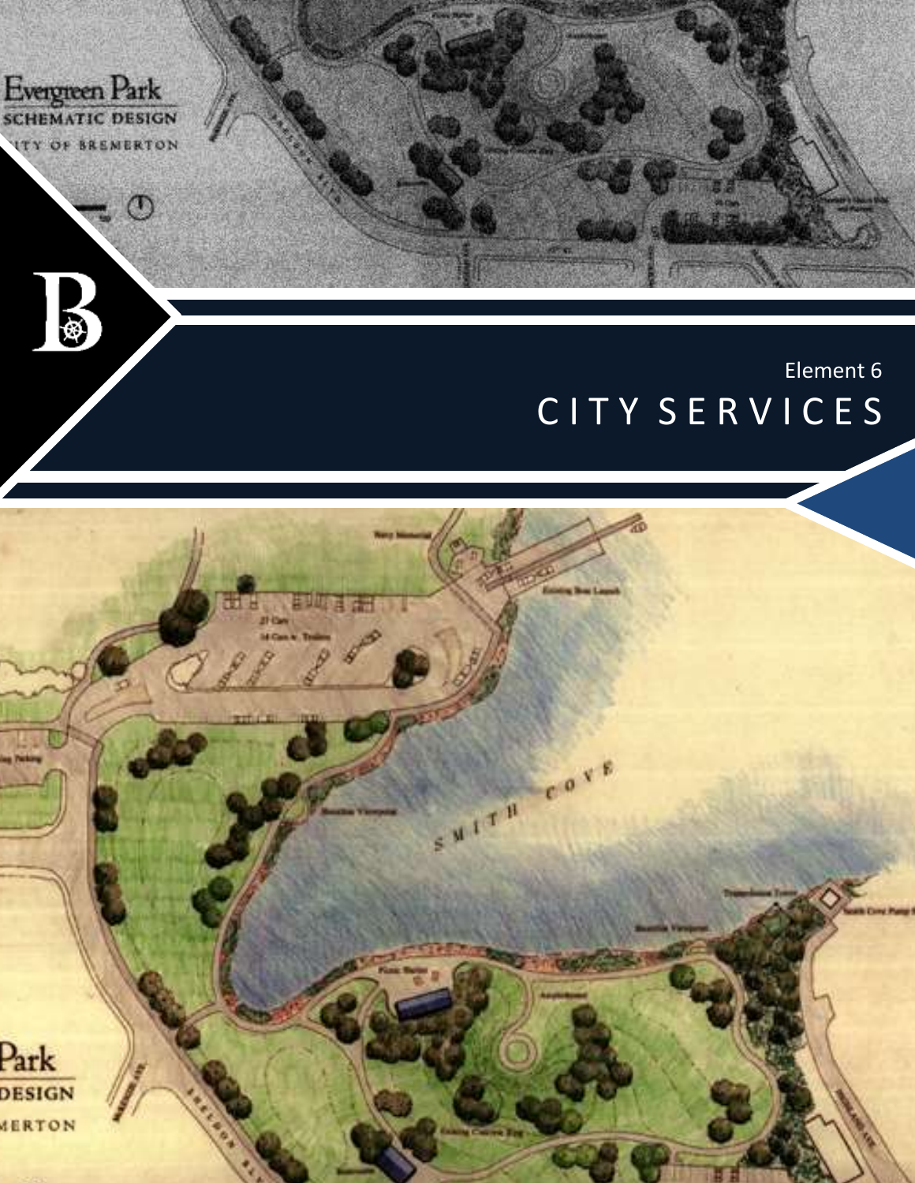Element 6

# CITY SERVICES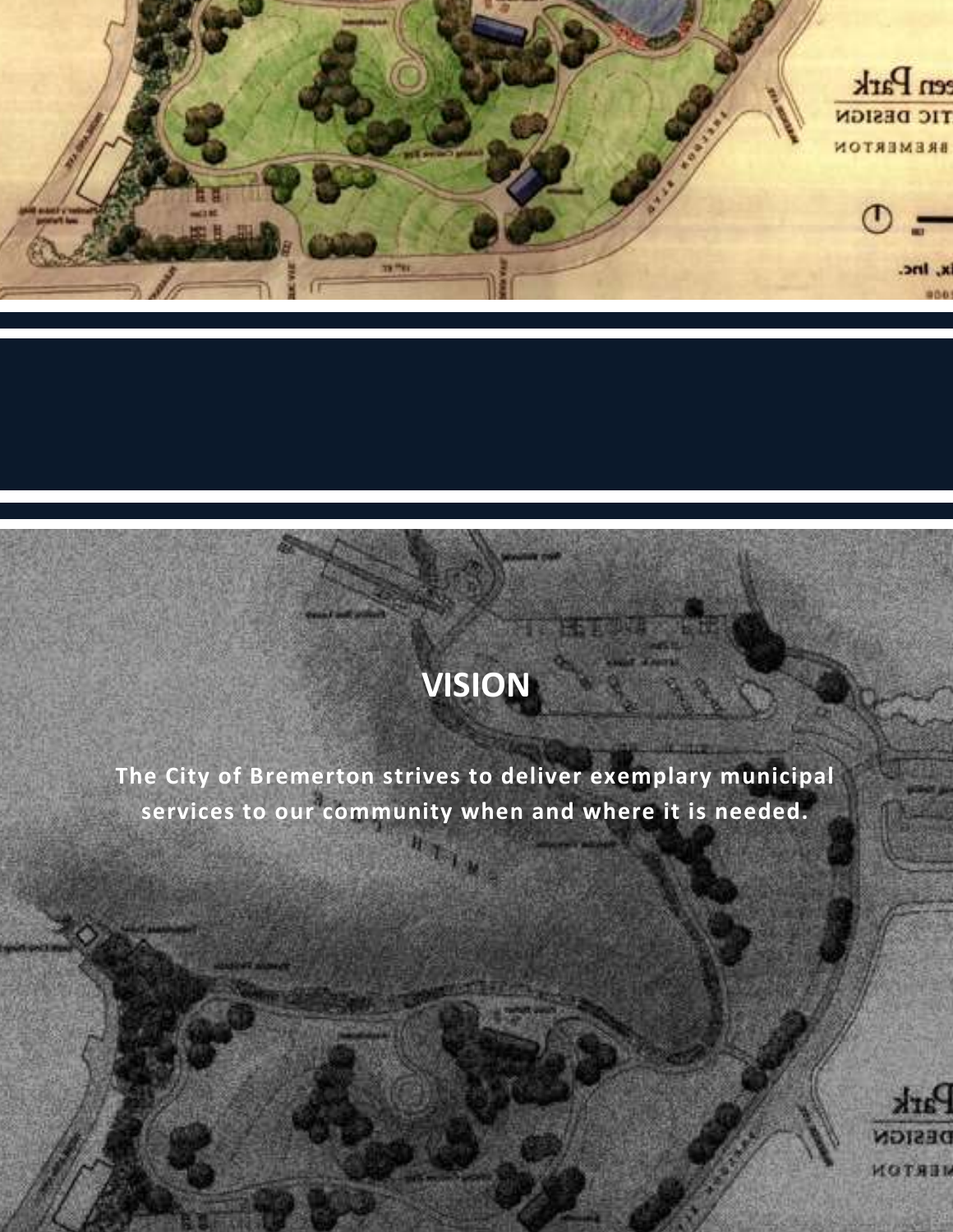## VISION

**The City of Bremerton strives to deliver exemplary municipal services to our community when and where it is needed.**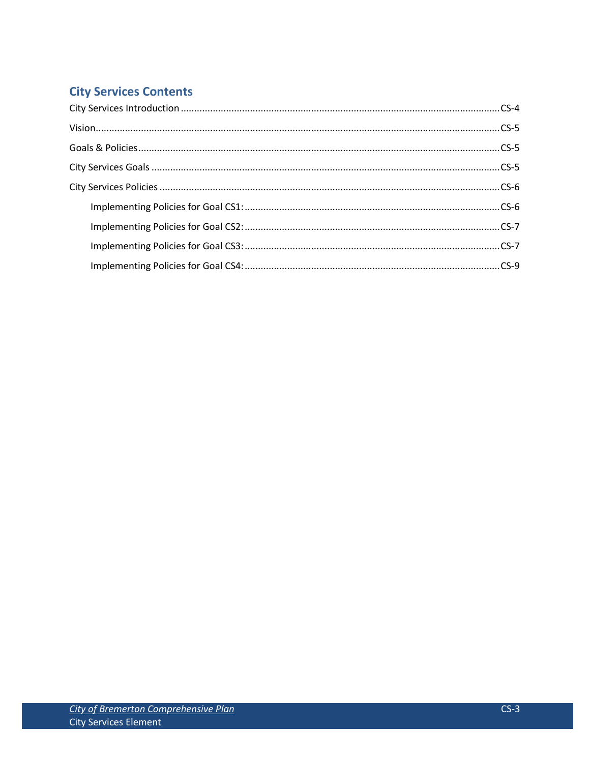## City Services Contents

City Services Introduction ....................................................................................................... CS-4

Vision ....................................................................................................................................... CS-5

Goals & Policies ....................................................................................................................... CS-5

City Services Goals .................................................................................................................. CS-5

City Services Policies ............................................................................................................... CS-6

- Implementing Policies for Goal CS1: ............................................................................... CS-6
- Implementing Policies for Goal CS2: ............................................................................... CS-7
- Implementing Policies for Goal CS3: ............................................................................... CS-7
- Implementing Policies for Goal CS4: ............................................................................... CS-9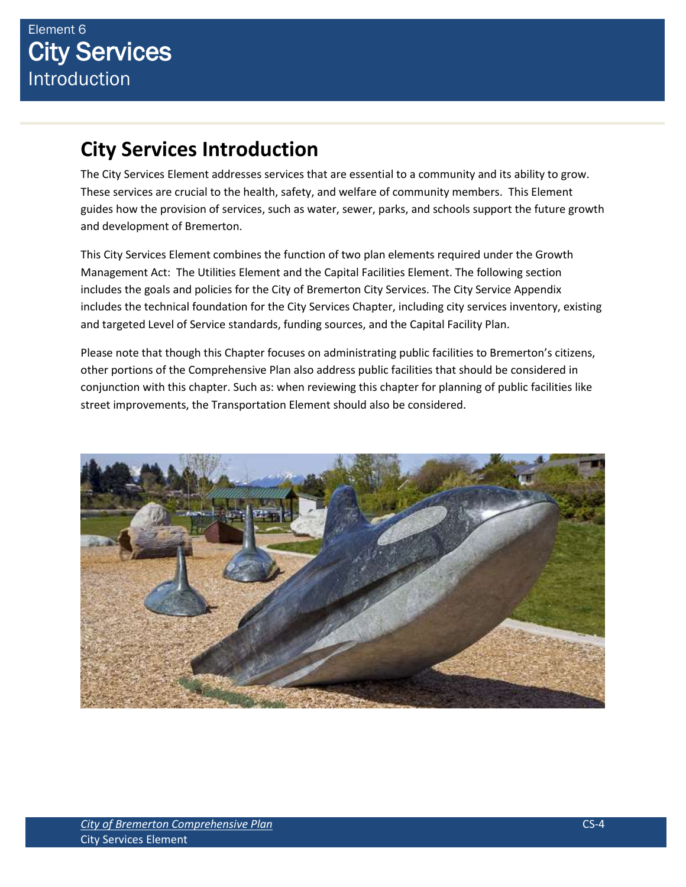Element 6
# City Services
Introduction

## City Services Introduction

The City Services Element addresses services that are essential to a community and its ability to grow. These services are crucial to the health, safety, and welfare of community members. This Element guides how the provision of services, such as water, sewer, parks, and schools support the future growth and development of Bremerton.

This City Services Element combines the function of two plan elements required under the Growth Management Act: The Utilities Element and the Capital Facilities Element. The following section includes the goals and policies for the City of Bremerton City Services. The City Service Appendix includes the technical foundation for the City Services Chapter, including city services inventory, existing and targeted Level of Service standards, funding sources, and the Capital Facility Plan.

Please note that though this Chapter focuses on administrating public facilities to Bremerton's citizens, other portions of the Comprehensive Plan also address public facilities that should be considered in conjunction with this chapter. Such as: when reviewing this chapter for planning of public facilities like street improvements, the Transportation Element should also be considered.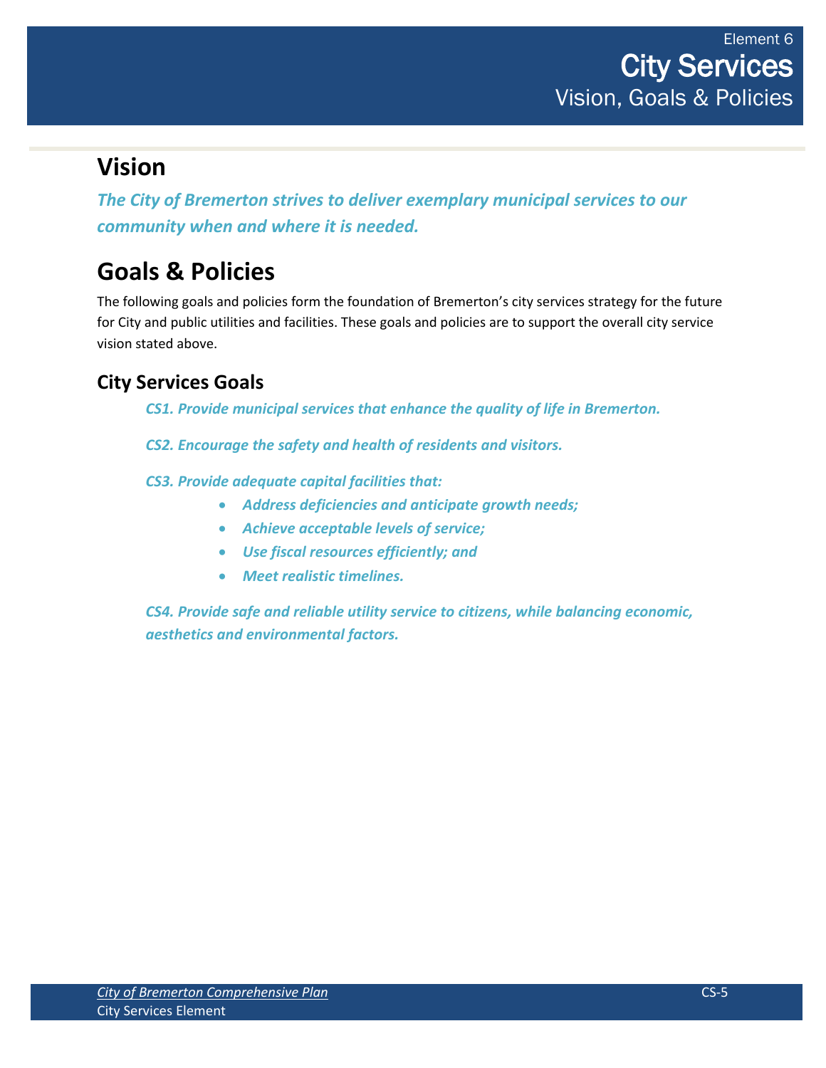Element 6

# City Services

Vision, Goals & Policies

## Vision

***The City of Bremerton strives to deliver exemplary municipal services to our community when and where it is needed.***

## Goals & Policies

The following goals and policies form the foundation of Bremerton's city services strategy for the future for City and public utilities and facilities. These goals and policies are to support the overall city service vision stated above.

### City Services Goals

***CS1. Provide municipal services that enhance the quality of life in Bremerton.***

***CS2. Encourage the safety and health of residents and visitors.***

***CS3. Provide adequate capital facilities that:***

- ***Address deficiencies and anticipate growth needs;***
- ***Achieve acceptable levels of service;***
- ***Use fiscal resources efficiently; and***
- ***Meet realistic timelines.***

***CS4. Provide safe and reliable utility service to citizens, while balancing economic, aesthetics and environmental factors.***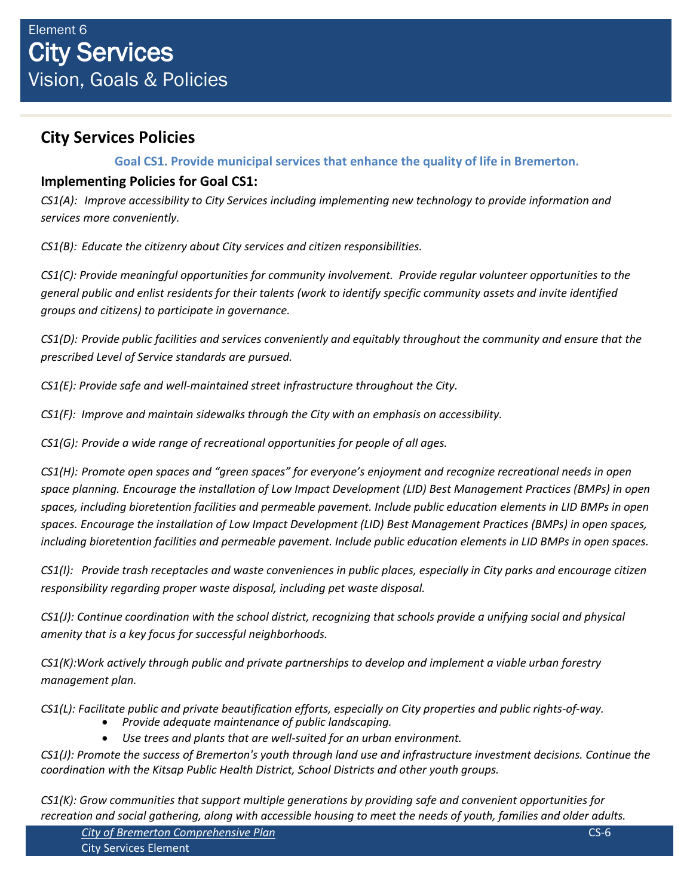Element 6

# City Services

Vision, Goals & Policies

## City Services Policies

**Goal CS1. Provide municipal services that enhance the quality of life in Bremerton.**

### Implementing Policies for Goal CS1:

*CS1(A): Improve accessibility to City Services including implementing new technology to provide information and services more conveniently.*

*CS1(B): Educate the citizenry about City services and citizen responsibilities.*

*CS1(C): Provide meaningful opportunities for community involvement. Provide regular volunteer opportunities to the general public and enlist residents for their talents (work to identify specific community assets and invite identified groups and citizens) to participate in governance.*

*CS1(D): Provide public facilities and services conveniently and equitably throughout the community and ensure that the prescribed Level of Service standards are pursued.*

*CS1(E): Provide safe and well-maintained street infrastructure throughout the City.*

*CS1(F): Improve and maintain sidewalks through the City with an emphasis on accessibility.*

*CS1(G): Provide a wide range of recreational opportunities for people of all ages.*

*CS1(H): Promote open spaces and "green spaces" for everyone's enjoyment and recognize recreational needs in open space planning. Encourage the installation of Low Impact Development (LID) Best Management Practices (BMPs) in open spaces, including bioretention facilities and permeable pavement. Include public education elements in LID BMPs in open spaces. Encourage the installation of Low Impact Development (LID) Best Management Practices (BMPs) in open spaces, including bioretention facilities and permeable pavement. Include public education elements in LID BMPs in open spaces.*

*CS1(I): Provide trash receptacles and waste conveniences in public places, especially in City parks and encourage citizen responsibility regarding proper waste disposal, including pet waste disposal.*

*CS1(J): Continue coordination with the school district, recognizing that schools provide a unifying social and physical amenity that is a key focus for successful neighborhoods.*

*CS1(K):Work actively through public and private partnerships to develop and implement a viable urban forestry management plan.*

*CS1(L): Facilitate public and private beautification efforts, especially on City properties and public rights-of-way.*

- *Provide adequate maintenance of public landscaping.*
- *Use trees and plants that are well-suited for an urban environment.*

*CS1(J): Promote the success of Bremerton's youth through land use and infrastructure investment decisions. Continue the coordination with the Kitsap Public Health District, School Districts and other youth groups.*

*CS1(K): Grow communities that support multiple generations by providing safe and convenient opportunities for recreation and social gathering, along with accessible housing to meet the needs of youth, families and older adults.*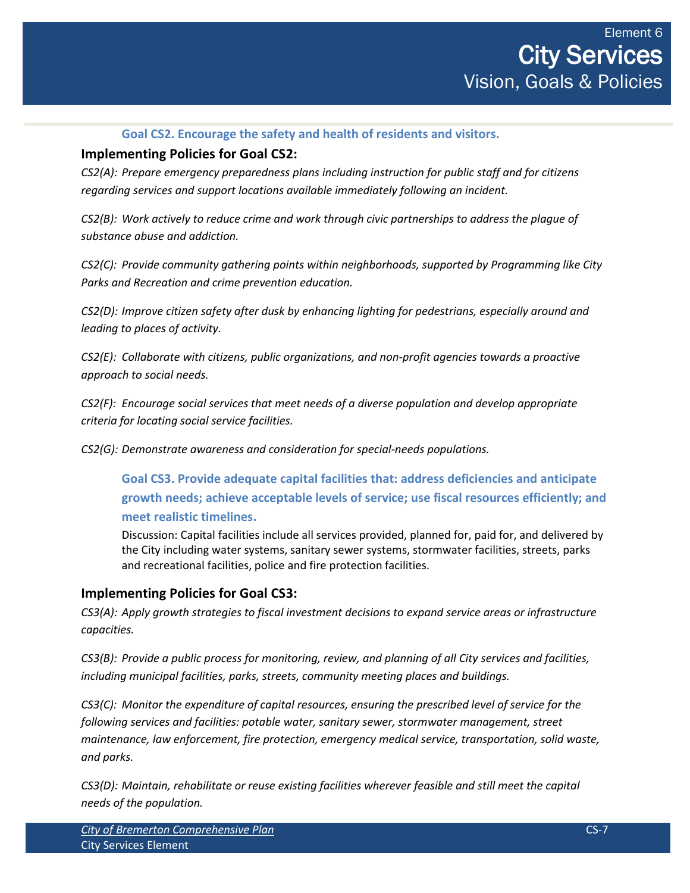**Goal CS2. Encourage the safety and health of residents and visitors.**

### Implementing Policies for Goal CS2:

*CS2(A): Prepare emergency preparedness plans including instruction for public staff and for citizens regarding services and support locations available immediately following an incident.*

*CS2(B): Work actively to reduce crime and work through civic partnerships to address the plague of substance abuse and addiction.*

*CS2(C): Provide community gathering points within neighborhoods, supported by Programming like City Parks and Recreation and crime prevention education.*

*CS2(D): Improve citizen safety after dusk by enhancing lighting for pedestrians, especially around and leading to places of activity.*

*CS2(E): Collaborate with citizens, public organizations, and non-profit agencies towards a proactive approach to social needs.*

*CS2(F): Encourage social services that meet needs of a diverse population and develop appropriate criteria for locating social service facilities.*

*CS2(G): Demonstrate awareness and consideration for special-needs populations.*

**Goal CS3. Provide adequate capital facilities that: address deficiencies and anticipate growth needs; achieve acceptable levels of service; use fiscal resources efficiently; and meet realistic timelines.**

Discussion: Capital facilities include all services provided, planned for, paid for, and delivered by the City including water systems, sanitary sewer systems, stormwater facilities, streets, parks and recreational facilities, police and fire protection facilities.

### Implementing Policies for Goal CS3:

*CS3(A): Apply growth strategies to fiscal investment decisions to expand service areas or infrastructure capacities.*

*CS3(B): Provide a public process for monitoring, review, and planning of all City services and facilities, including municipal facilities, parks, streets, community meeting places and buildings.*

*CS3(C): Monitor the expenditure of capital resources, ensuring the prescribed level of service for the following services and facilities: potable water, sanitary sewer, stormwater management, street maintenance, law enforcement, fire protection, emergency medical service, transportation, solid waste, and parks.*

*CS3(D): Maintain, rehabilitate or reuse existing facilities wherever feasible and still meet the capital needs of the population.*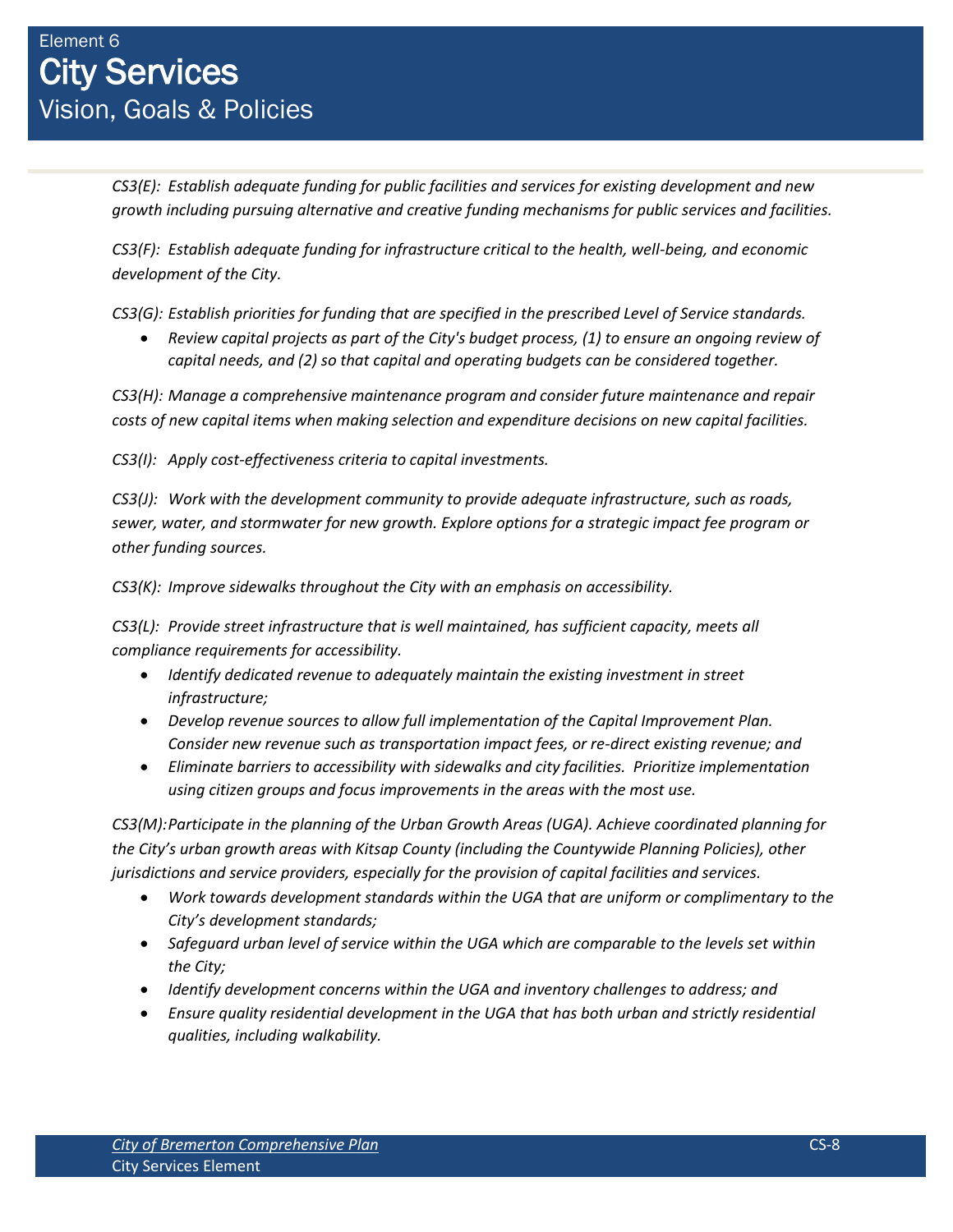*CS3(E): Establish adequate funding for public facilities and services for existing development and new growth including pursuing alternative and creative funding mechanisms for public services and facilities.*

*CS3(F): Establish adequate funding for infrastructure critical to the health, well-being, and economic development of the City.*

*CS3(G): Establish priorities for funding that are specified in the prescribed Level of Service standards.*

- *Review capital projects as part of the City's budget process, (1) to ensure an ongoing review of capital needs, and (2) so that capital and operating budgets can be considered together.*

*CS3(H): Manage a comprehensive maintenance program and consider future maintenance and repair costs of new capital items when making selection and expenditure decisions on new capital facilities.*

*CS3(I): Apply cost-effectiveness criteria to capital investments.*

*CS3(J): Work with the development community to provide adequate infrastructure, such as roads, sewer, water, and stormwater for new growth. Explore options for a strategic impact fee program or other funding sources.*

*CS3(K): Improve sidewalks throughout the City with an emphasis on accessibility.*

*CS3(L): Provide street infrastructure that is well maintained, has sufficient capacity, meets all compliance requirements for accessibility.*

- *Identify dedicated revenue to adequately maintain the existing investment in street infrastructure;*
- *Develop revenue sources to allow full implementation of the Capital Improvement Plan. Consider new revenue such as transportation impact fees, or re-direct existing revenue; and*
- *Eliminate barriers to accessibility with sidewalks and city facilities. Prioritize implementation using citizen groups and focus improvements in the areas with the most use.*

*CS3(M): Participate in the planning of the Urban Growth Areas (UGA). Achieve coordinated planning for the City's urban growth areas with Kitsap County (including the Countywide Planning Policies), other jurisdictions and service providers, especially for the provision of capital facilities and services.*

- *Work towards development standards within the UGA that are uniform or complimentary to the City's development standards;*
- *Safeguard urban level of service within the UGA which are comparable to the levels set within the City;*
- *Identify development concerns within the UGA and inventory challenges to address; and*
- *Ensure quality residential development in the UGA that has both urban and strictly residential qualities, including walkability.*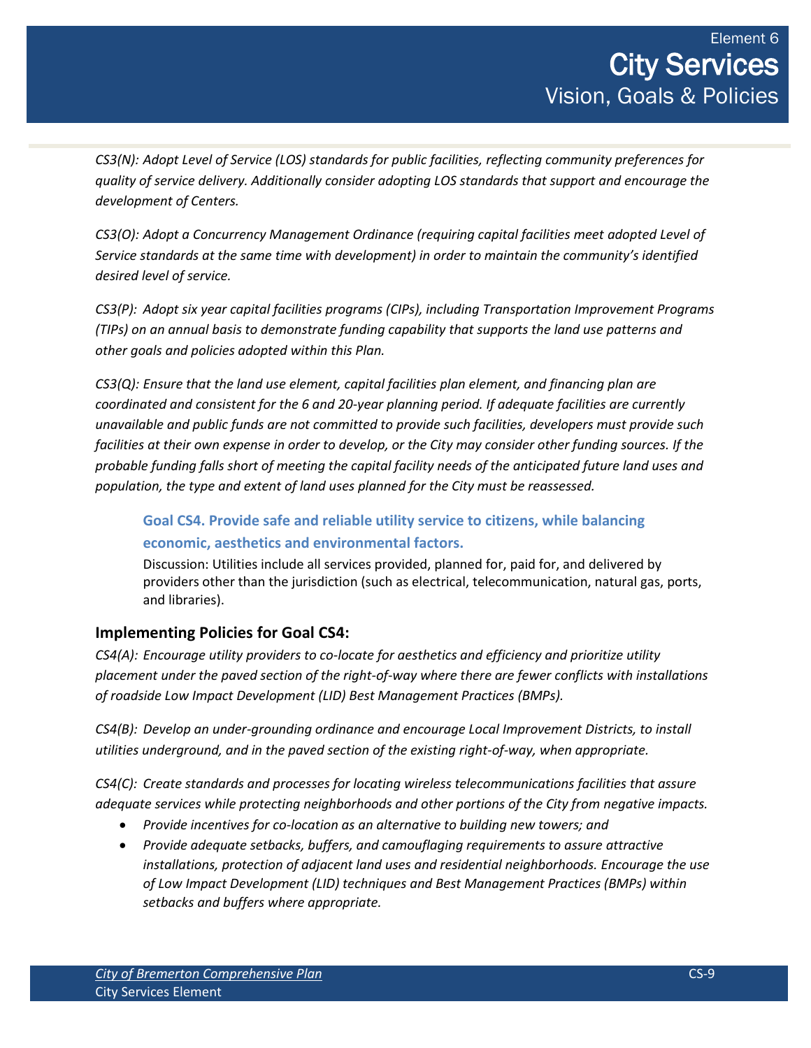*CS3(N): Adopt Level of Service (LOS) standards for public facilities, reflecting community preferences for quality of service delivery. Additionally consider adopting LOS standards that support and encourage the development of Centers.*

*CS3(O): Adopt a Concurrency Management Ordinance (requiring capital facilities meet adopted Level of Service standards at the same time with development) in order to maintain the community's identified desired level of service.*

*CS3(P): Adopt six year capital facilities programs (CIPs), including Transportation Improvement Programs (TIPs) on an annual basis to demonstrate funding capability that supports the land use patterns and other goals and policies adopted within this Plan.*

*CS3(Q): Ensure that the land use element, capital facilities plan element, and financing plan are coordinated and consistent for the 6 and 20-year planning period. If adequate facilities are currently unavailable and public funds are not committed to provide such facilities, developers must provide such facilities at their own expense in order to develop, or the City may consider other funding sources. If the probable funding falls short of meeting the capital facility needs of the anticipated future land uses and population, the type and extent of land uses planned for the City must be reassessed.*

### Goal CS4. Provide safe and reliable utility service to citizens, while balancing economic, aesthetics and environmental factors.

Discussion: Utilities include all services provided, planned for, paid for, and delivered by providers other than the jurisdiction (such as electrical, telecommunication, natural gas, ports, and libraries).

### Implementing Policies for Goal CS4:

*CS4(A): Encourage utility providers to co-locate for aesthetics and efficiency and prioritize utility placement under the paved section of the right-of-way where there are fewer conflicts with installations of roadside Low Impact Development (LID) Best Management Practices (BMPs).*

*CS4(B): Develop an under-grounding ordinance and encourage Local Improvement Districts, to install utilities underground, and in the paved section of the existing right-of-way, when appropriate.*

*CS4(C): Create standards and processes for locating wireless telecommunications facilities that assure adequate services while protecting neighborhoods and other portions of the City from negative impacts.*

- *Provide incentives for co-location as an alternative to building new towers; and*
- *Provide adequate setbacks, buffers, and camouflaging requirements to assure attractive installations, protection of adjacent land uses and residential neighborhoods. Encourage the use of Low Impact Development (LID) techniques and Best Management Practices (BMPs) within setbacks and buffers where appropriate.*